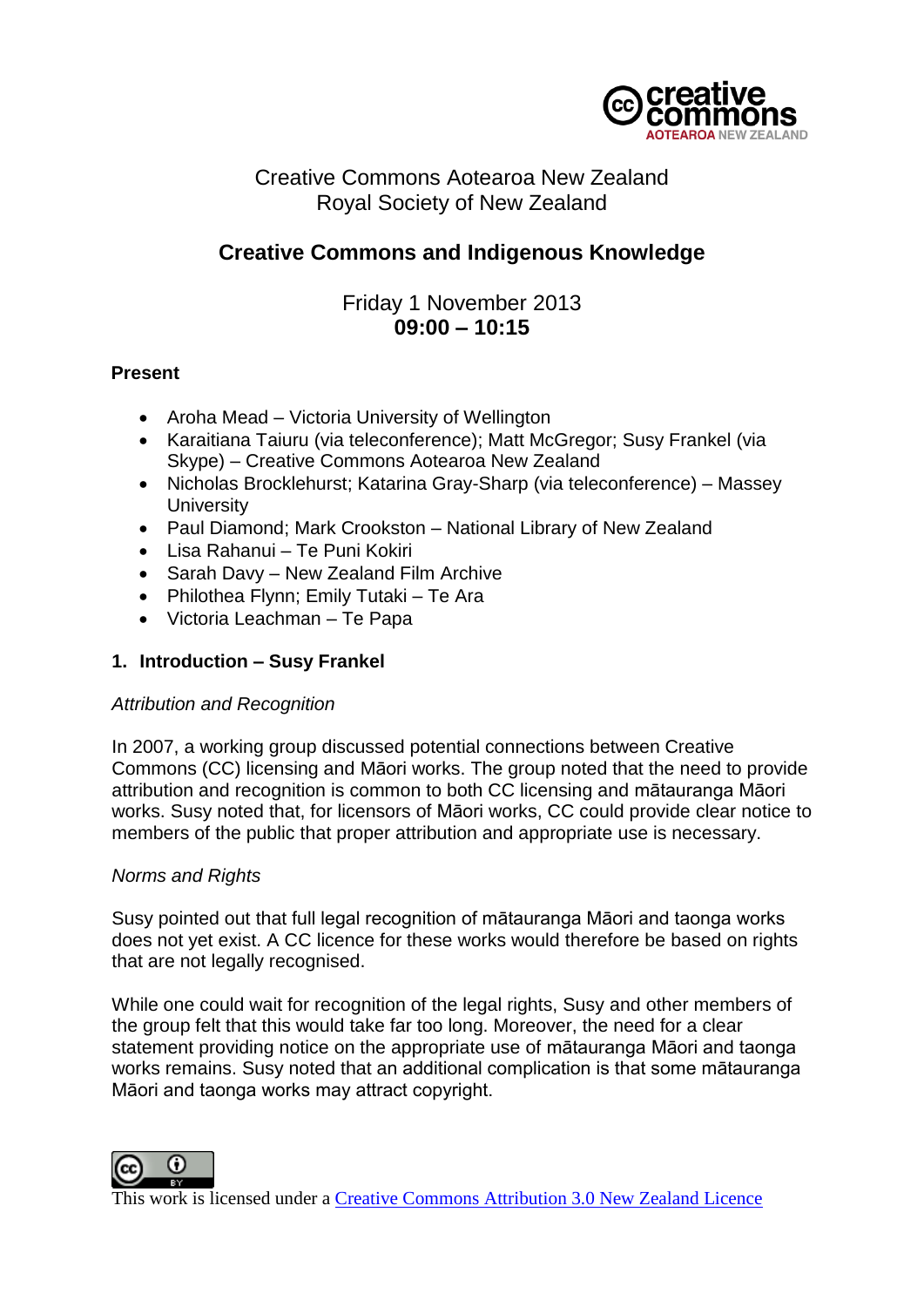Creative Commons Aotearoa New Zealand
Royal Society of New Zealand

# Creative Commons and Indigenous Knowledge

Friday 1 November 2013
**09:00 – 10:15**

**Present**

- Aroha Mead – Victoria University of Wellington
- Karaitiana Taiuru (via teleconference); Matt McGregor; Susy Frankel (via Skype) – Creative Commons Aotearoa New Zealand
- Nicholas Brocklehurst; Katarina Gray-Sharp (via teleconference) – Massey University
- Paul Diamond; Mark Crookston – National Library of New Zealand
- Lisa Rahanui – Te Puni Kokiri
- Sarah Davy – New Zealand Film Archive
- Philothea Flynn; Emily Tutaki – Te Ara
- Victoria Leachman – Te Papa

## 1. Introduction – Susy Frankel

*Attribution and Recognition*

In 2007, a working group discussed potential connections between Creative Commons (CC) licensing and Māori works. The group noted that the need to provide attribution and recognition is common to both CC licensing and mātauranga Māori works. Susy noted that, for licensors of Māori works, CC could provide clear notice to members of the public that proper attribution and appropriate use is necessary.

*Norms and Rights*

Susy pointed out that full legal recognition of mātauranga Māori and taonga works does not yet exist. A CC licence for these works would therefore be based on rights that are not legally recognised.

While one could wait for recognition of the legal rights, Susy and other members of the group felt that this would take far too long. Moreover, the need for a clear statement providing notice on the appropriate use of mātauranga Māori and taonga works remains. Susy noted that an additional complication is that some mātauranga Māori and taonga works may attract copyright.

This work is licensed under a Creative Commons Attribution 3.0 New Zealand Licence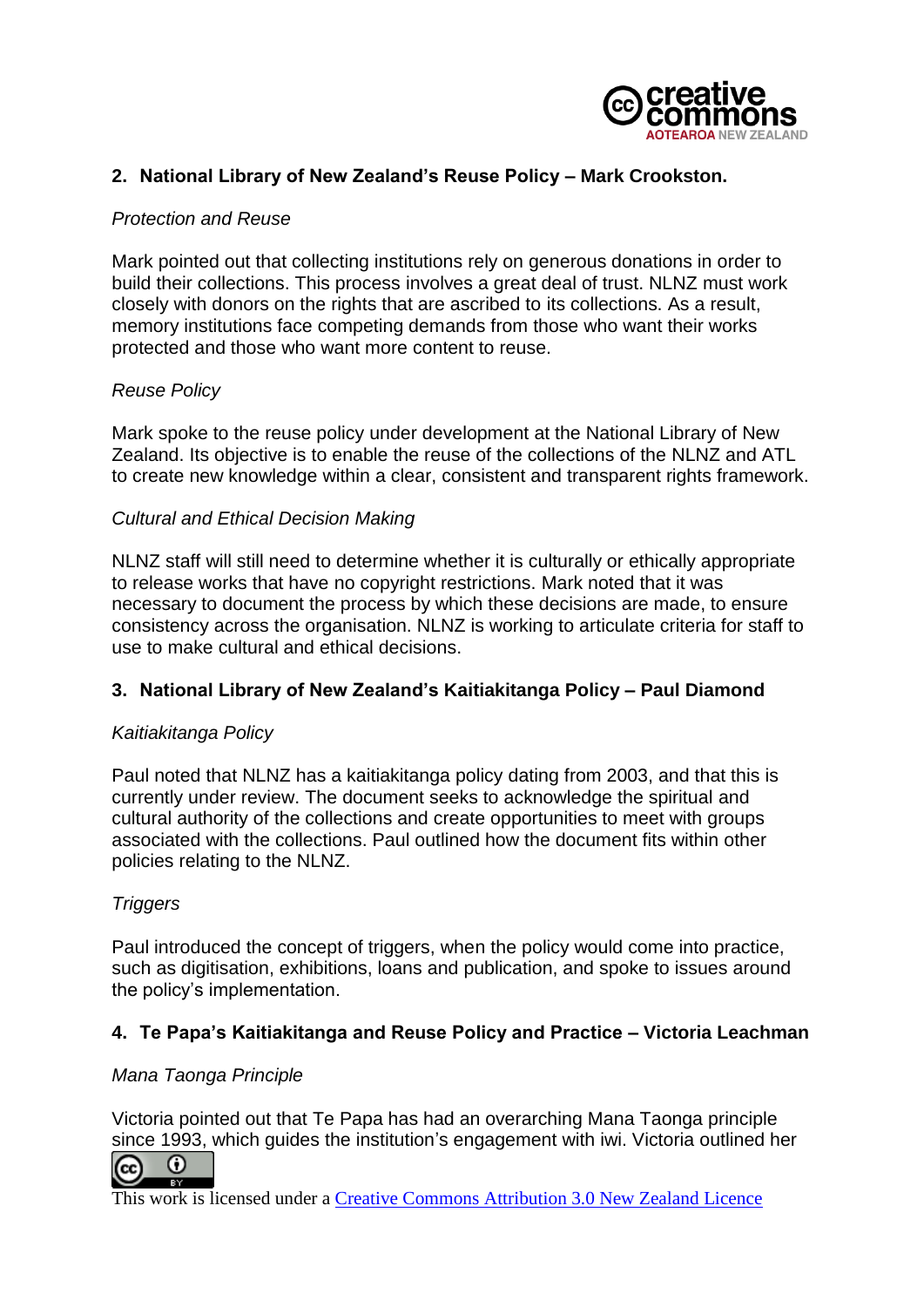## 2. National Library of New Zealand's Reuse Policy – Mark Crookston.

*Protection and Reuse*

Mark pointed out that collecting institutions rely on generous donations in order to build their collections. This process involves a great deal of trust. NLNZ must work closely with donors on the rights that are ascribed to its collections. As a result, memory institutions face competing demands from those who want their works protected and those who want more content to reuse.

*Reuse Policy*

Mark spoke to the reuse policy under development at the National Library of New Zealand. Its objective is to enable the reuse of the collections of the NLNZ and ATL to create new knowledge within a clear, consistent and transparent rights framework.

*Cultural and Ethical Decision Making*

NLNZ staff will still need to determine whether it is culturally or ethically appropriate to release works that have no copyright restrictions. Mark noted that it was necessary to document the process by which these decisions are made, to ensure consistency across the organisation. NLNZ is working to articulate criteria for staff to use to make cultural and ethical decisions.

## 3. National Library of New Zealand's Kaitiakitanga Policy – Paul Diamond

*Kaitiakitanga Policy*

Paul noted that NLNZ has a kaitiakitanga policy dating from 2003, and that this is currently under review. The document seeks to acknowledge the spiritual and cultural authority of the collections and create opportunities to meet with groups associated with the collections. Paul outlined how the document fits within other policies relating to the NLNZ.

*Triggers*

Paul introduced the concept of triggers, when the policy would come into practice, such as digitisation, exhibitions, loans and publication, and spoke to issues around the policy's implementation.

## 4. Te Papa's Kaitiakitanga and Reuse Policy and Practice – Victoria Leachman

*Mana Taonga Principle*

Victoria pointed out that Te Papa has had an overarching Mana Taonga principle since 1993, which guides the institution's engagement with iwi. Victoria outlined her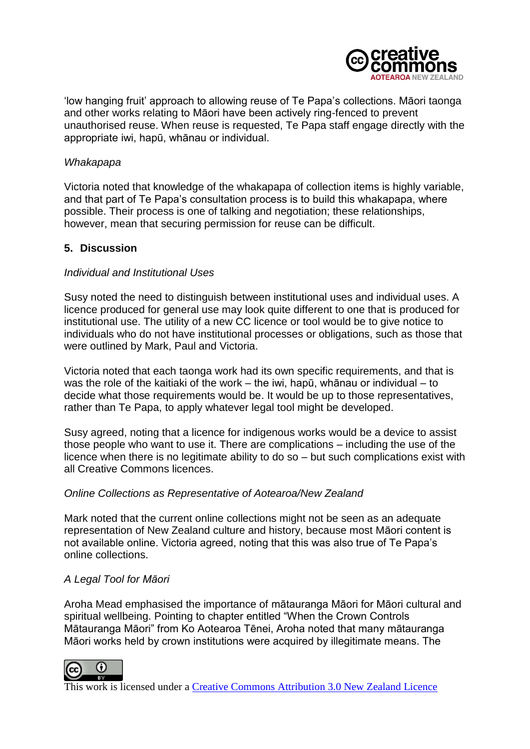'low hanging fruit' approach to allowing reuse of Te Papa's collections. Māori taonga and other works relating to Māori have been actively ring-fenced to prevent unauthorised reuse. When reuse is requested, Te Papa staff engage directly with the appropriate iwi, hapū, whānau or individual.

*Whakapapa*

Victoria noted that knowledge of the whakapapa of collection items is highly variable, and that part of Te Papa's consultation process is to build this whakapapa, where possible. Their process is one of talking and negotiation; these relationships, however, mean that securing permission for reuse can be difficult.

## 5. Discussion

*Individual and Institutional Uses*

Susy noted the need to distinguish between institutional uses and individual uses. A licence produced for general use may look quite different to one that is produced for institutional use. The utility of a new CC licence or tool would be to give notice to individuals who do not have institutional processes or obligations, such as those that were outlined by Mark, Paul and Victoria.

Victoria noted that each taonga work had its own specific requirements, and that is was the role of the kaitiaki of the work – the iwi, hapū, whānau or individual – to decide what those requirements would be. It would be up to those representatives, rather than Te Papa, to apply whatever legal tool might be developed.

Susy agreed, noting that a licence for indigenous works would be a device to assist those people who want to use it. There are complications – including the use of the licence when there is no legitimate ability to do so – but such complications exist with all Creative Commons licences.

*Online Collections as Representative of Aotearoa/New Zealand*

Mark noted that the current online collections might not be seen as an adequate representation of New Zealand culture and history, because most Māori content is not available online. Victoria agreed, noting that this was also true of Te Papa's online collections.

*A Legal Tool for Māori*

Aroha Mead emphasised the importance of mātauranga Māori for Māori cultural and spiritual wellbeing. Pointing to chapter entitled "When the Crown Controls Mātauranga Māori" from Ko Aotearoa Tēnei, Aroha noted that many mātauranga Māori works held by crown institutions were acquired by illegitimate means. The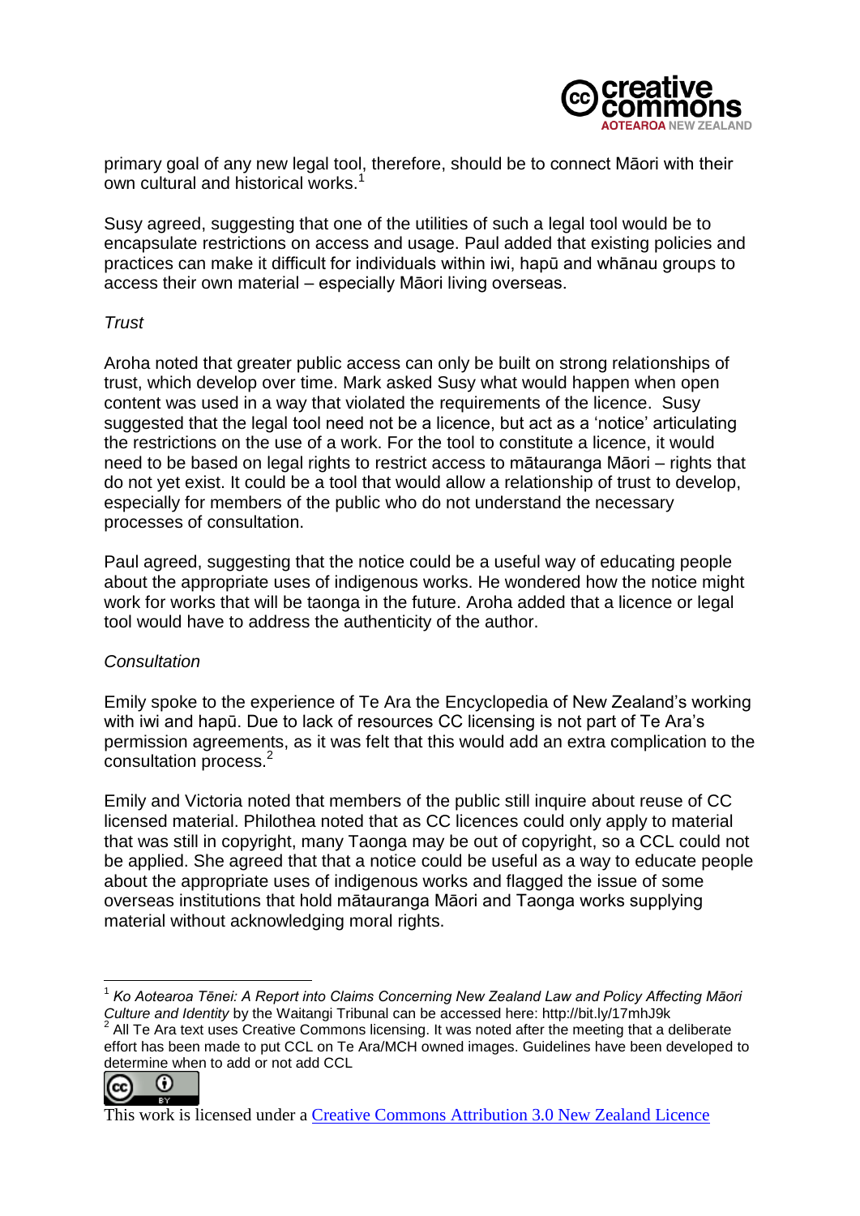primary goal of any new legal tool, therefore, should be to connect Māori with their own cultural and historical works.[1]

Susy agreed, suggesting that one of the utilities of such a legal tool would be to encapsulate restrictions on access and usage. Paul added that existing policies and practices can make it difficult for individuals within iwi, hapū and whānau groups to access their own material – especially Māori living overseas.

*Trust*

Aroha noted that greater public access can only be built on strong relationships of trust, which develop over time. Mark asked Susy what would happen when open content was used in a way that violated the requirements of the licence. Susy suggested that the legal tool need not be a licence, but act as a 'notice' articulating the restrictions on the use of a work. For the tool to constitute a licence, it would need to be based on legal rights to restrict access to mātauranga Māori – rights that do not yet exist. It could be a tool that would allow a relationship of trust to develop, especially for members of the public who do not understand the necessary processes of consultation.

Paul agreed, suggesting that the notice could be a useful way of educating people about the appropriate uses of indigenous works. He wondered how the notice might work for works that will be taonga in the future. Aroha added that a licence or legal tool would have to address the authenticity of the author.

*Consultation*

Emily spoke to the experience of Te Ara the Encyclopedia of New Zealand's working with iwi and hapū. Due to lack of resources CC licensing is not part of Te Ara's permission agreements, as it was felt that this would add an extra complication to the consultation process.[2]

Emily and Victoria noted that members of the public still inquire about reuse of CC licensed material. Philothea noted that as CC licences could only apply to material that was still in copyright, many Taonga may be out of copyright, so a CCL could not be applied. She agreed that that a notice could be useful as a way to educate people about the appropriate uses of indigenous works and flagged the issue of some overseas institutions that hold mātauranga Māori and Taonga works supplying material without acknowledging moral rights.

---

[1] *Ko Aotearoa Tēnei: A Report into Claims Concerning New Zealand Law and Policy Affecting Māori Culture and Identity* by the Waitangi Tribunal can be accessed here: http://bit.ly/17mhJ9k

[2] All Te Ara text uses Creative Commons licensing. It was noted after the meeting that a deliberate effort has been made to put CCL on Te Ara/MCH owned images. Guidelines have been developed to determine when to add or not add CCL

This work is licensed under a [Creative Commons Attribution 3.0 New Zealand Licence]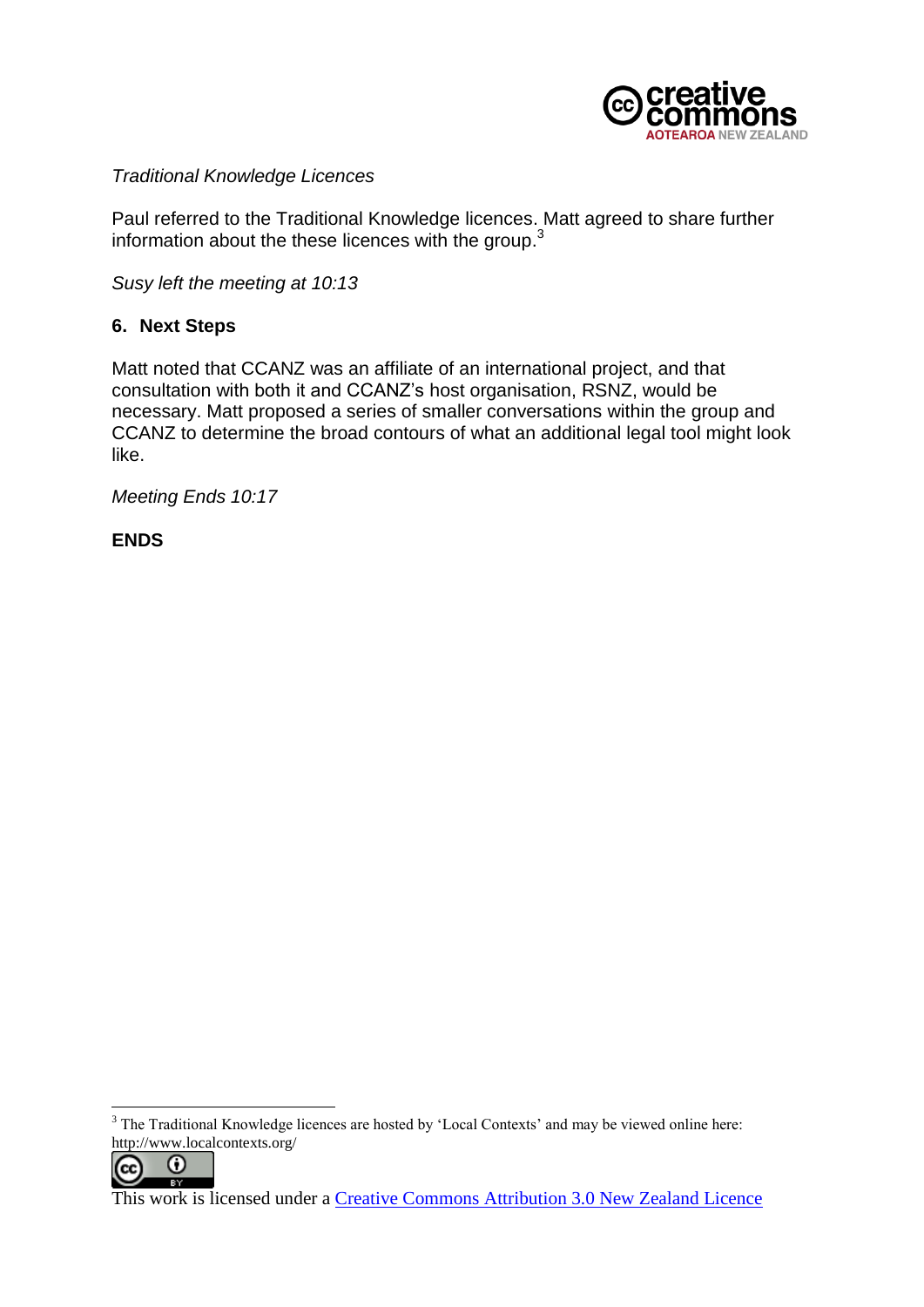*Traditional Knowledge Licences*

Paul referred to the Traditional Knowledge licences. Matt agreed to share further information about the these licences with the group.[3]

*Susy left the meeting at 10:13*

## 6. Next Steps

Matt noted that CCANZ was an affiliate of an international project, and that consultation with both it and CCANZ's host organisation, RSNZ, would be necessary. Matt proposed a series of smaller conversations within the group and CCANZ to determine the broad contours of what an additional legal tool might look like.

*Meeting Ends 10:17*

**ENDS**

---

[3] The Traditional Knowledge licences are hosted by 'Local Contexts' and may be viewed online here: http://www.localcontexts.org/

This work is licensed under a [Creative Commons Attribution 3.0 New Zealand Licence]